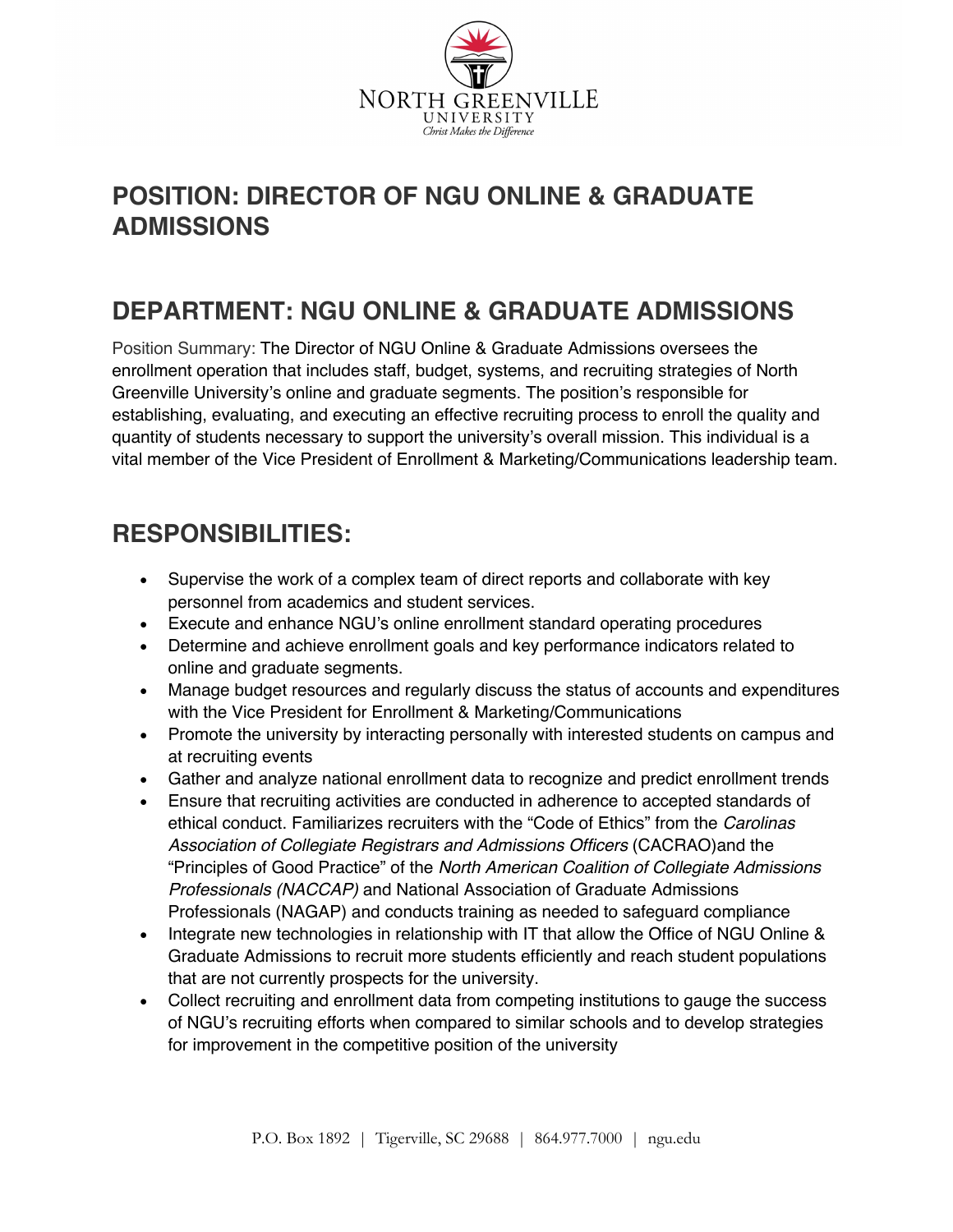# POSITION: DIRECTOR OF NGU ONLINE & GRADUATE ADMISSIONS

## DEPARTMENT: NGU ONLINE & GRADUATE ADMISSIONS

Position Summary: The Director of NGU Online & Graduate Admissions oversees the enrollment operation that includes staff, budget, systems, and recruiting strategies of North Greenville University's online and graduate segments. The position's responsible for establishing, evaluating, and executing an effective recruiting process to enroll the quality and quantity of students necessary to support the university's overall mission. This individual is a vital member of the Vice President of Enrollment & Marketing/Communications leadership team.

## RESPONSIBILITIES:

- Supervise the work of a complex team of direct reports and collaborate with key personnel from academics and student services.
- Execute and enhance NGU's online enrollment standard operating procedures
- Determine and achieve enrollment goals and key performance indicators related to online and graduate segments.
- Manage budget resources and regularly discuss the status of accounts and expenditures with the Vice President for Enrollment & Marketing/Communications
- Promote the university by interacting personally with interested students on campus and at recruiting events
- Gather and analyze national enrollment data to recognize and predict enrollment trends
- Ensure that recruiting activities are conducted in adherence to accepted standards of ethical conduct. Familiarizes recruiters with the "Code of Ethics" from the *Carolinas Association of Collegiate Registrars and Admissions Officers* (CACRAO)and the "Principles of Good Practice" of the *North American Coalition of Collegiate Admissions Professionals (NACCAP)* and National Association of Graduate Admissions Professionals (NAGAP) and conducts training as needed to safeguard compliance
- Integrate new technologies in relationship with IT that allow the Office of NGU Online & Graduate Admissions to recruit more students efficiently and reach student populations that are not currently prospects for the university.
- Collect recruiting and enrollment data from competing institutions to gauge the success of NGU's recruiting efforts when compared to similar schools and to develop strategies for improvement in the competitive position of the university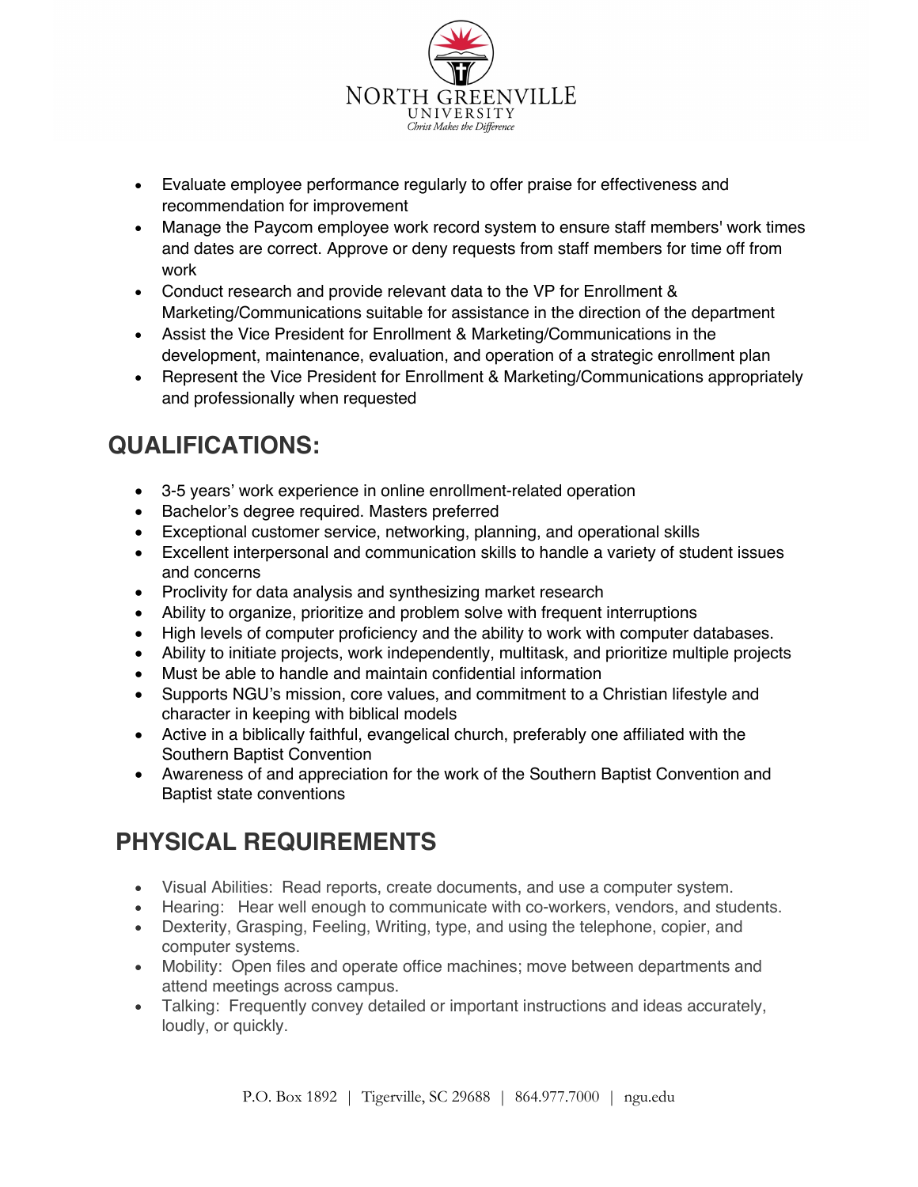- Evaluate employee performance regularly to offer praise for effectiveness and recommendation for improvement
- Manage the Paycom employee work record system to ensure staff members' work times and dates are correct. Approve or deny requests from staff members for time off from work
- Conduct research and provide relevant data to the VP for Enrollment & Marketing/Communications suitable for assistance in the direction of the department
- Assist the Vice President for Enrollment & Marketing/Communications in the development, maintenance, evaluation, and operation of a strategic enrollment plan
- Represent the Vice President for Enrollment & Marketing/Communications appropriately and professionally when requested

## QUALIFICATIONS:

- 3-5 years' work experience in online enrollment-related operation
- Bachelor's degree required. Masters preferred
- Exceptional customer service, networking, planning, and operational skills
- Excellent interpersonal and communication skills to handle a variety of student issues and concerns
- Proclivity for data analysis and synthesizing market research
- Ability to organize, prioritize and problem solve with frequent interruptions
- High levels of computer proficiency and the ability to work with computer databases.
- Ability to initiate projects, work independently, multitask, and prioritize multiple projects
- Must be able to handle and maintain confidential information
- Supports NGU's mission, core values, and commitment to a Christian lifestyle and character in keeping with biblical models
- Active in a biblically faithful, evangelical church, preferably one affiliated with the Southern Baptist Convention
- Awareness of and appreciation for the work of the Southern Baptist Convention and Baptist state conventions

## PHYSICAL REQUIREMENTS

- Visual Abilities: Read reports, create documents, and use a computer system.
- Hearing: Hear well enough to communicate with co-workers, vendors, and students.
- Dexterity, Grasping, Feeling, Writing, type, and using the telephone, copier, and computer systems.
- Mobility: Open files and operate office machines; move between departments and attend meetings across campus.
- Talking: Frequently convey detailed or important instructions and ideas accurately, loudly, or quickly.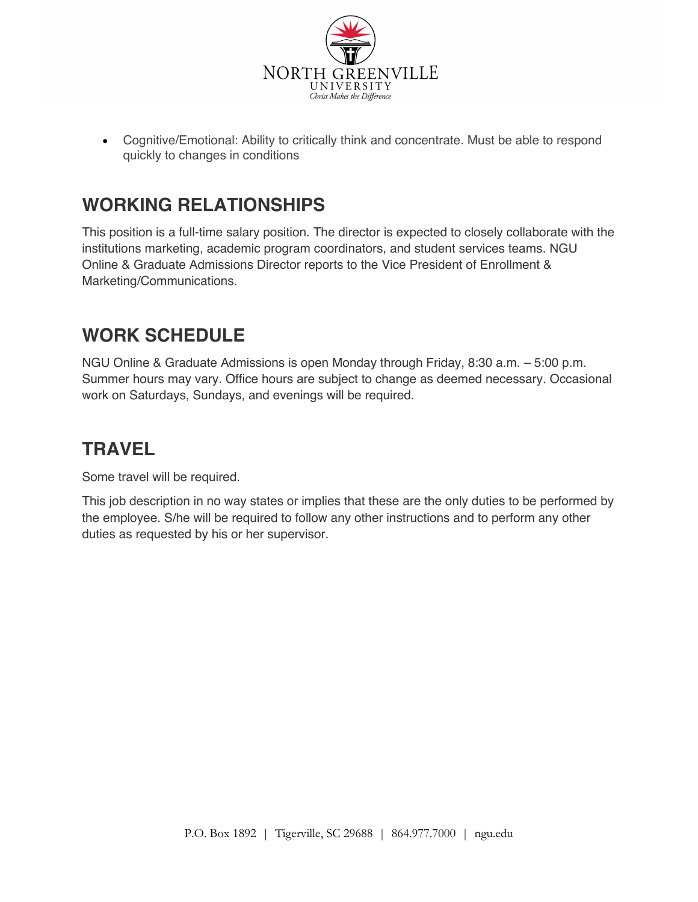- Cognitive/Emotional: Ability to critically think and concentrate. Must be able to respond quickly to changes in conditions

## WORKING RELATIONSHIPS

This position is a full-time salary position. The director is expected to closely collaborate with the institutions marketing, academic program coordinators, and student services teams. NGU Online & Graduate Admissions Director reports to the Vice President of Enrollment & Marketing/Communications.

## WORK SCHEDULE

NGU Online & Graduate Admissions is open Monday through Friday, 8:30 a.m. – 5:00 p.m. Summer hours may vary. Office hours are subject to change as deemed necessary. Occasional work on Saturdays, Sundays, and evenings will be required.

## TRAVEL

Some travel will be required.

This job description in no way states or implies that these are the only duties to be performed by the employee. S/he will be required to follow any other instructions and to perform any other duties as requested by his or her supervisor.